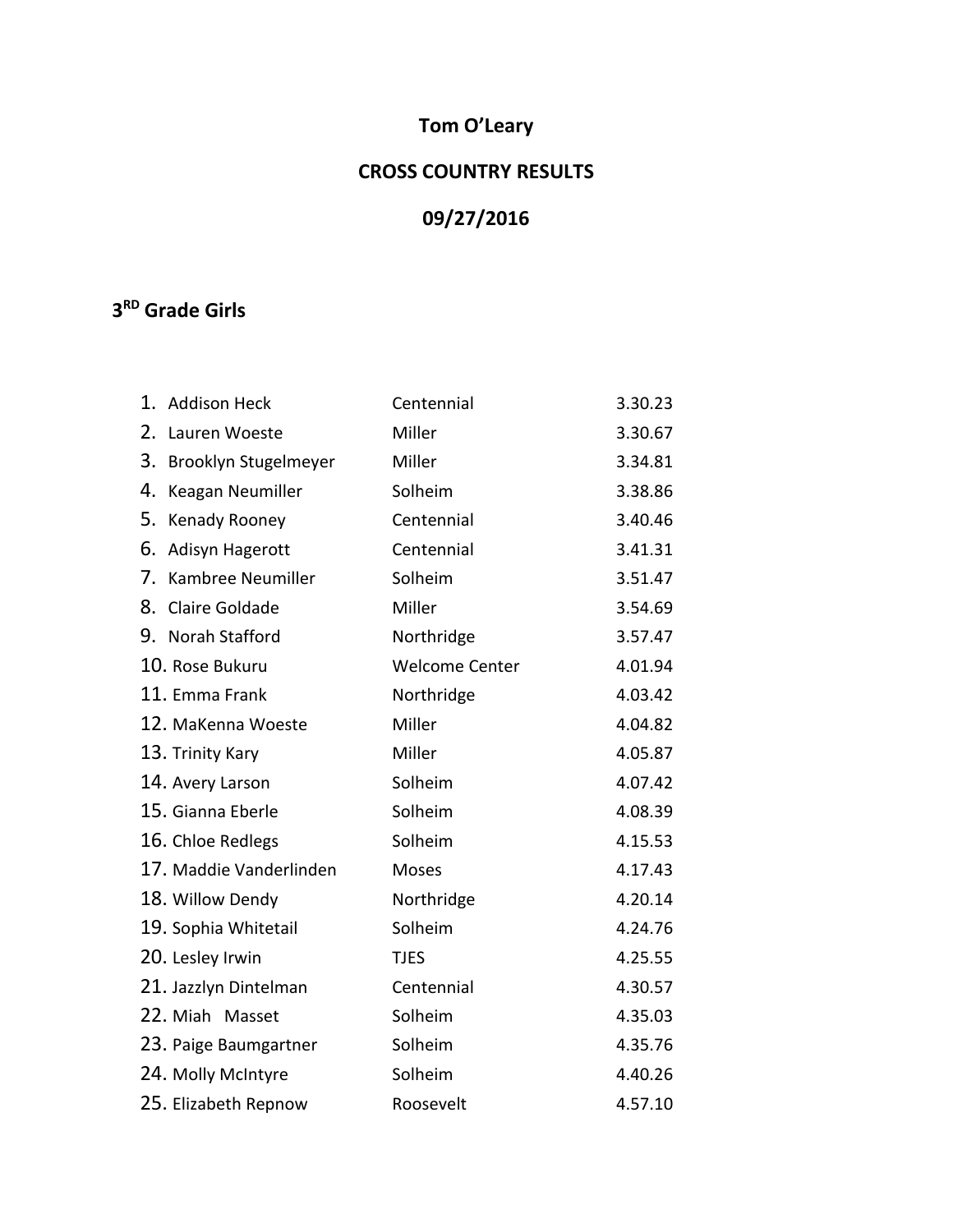# Tom O'Leary

## CROSS COUNTRY RESULTS

## 09/27/2016

### 3RD Grade Girls

| | | | |
|---|---|---|---|
| 1. | Addison Heck | Centennial | 3.30.23 |
| 2. | Lauren Woeste | Miller | 3.30.67 |
| 3. | Brooklyn Stugelmeyer | Miller | 3.34.81 |
| 4. | Keagan Neumiller | Solheim | 3.38.86 |
| 5. | Kenady Rooney | Centennial | 3.40.46 |
| 6. | Adisyn Hagerott | Centennial | 3.41.31 |
| 7. | Kambree Neumiller | Solheim | 3.51.47 |
| 8. | Claire Goldade | Miller | 3.54.69 |
| 9. | Norah Stafford | Northridge | 3.57.47 |
| 10. | Rose Bukuru | Welcome Center | 4.01.94 |
| 11. | Emma Frank | Northridge | 4.03.42 |
| 12. | MaKenna Woeste | Miller | 4.04.82 |
| 13. | Trinity Kary | Miller | 4.05.87 |
| 14. | Avery Larson | Solheim | 4.07.42 |
| 15. | Gianna Eberle | Solheim | 4.08.39 |
| 16. | Chloe Redlegs | Solheim | 4.15.53 |
| 17. | Maddie Vanderlinden | Moses | 4.17.43 |
| 18. | Willow Dendy | Northridge | 4.20.14 |
| 19. | Sophia Whitetail | Solheim | 4.24.76 |
| 20. | Lesley Irwin | TJES | 4.25.55 |
| 21. | Jazzlyn Dintelman | Centennial | 4.30.57 |
| 22. | Miah Masset | Solheim | 4.35.03 |
| 23. | Paige Baumgartner | Solheim | 4.35.76 |
| 24. | Molly McIntyre | Solheim | 4.40.26 |
| 25. | Elizabeth Repnow | Roosevelt | 4.57.10 |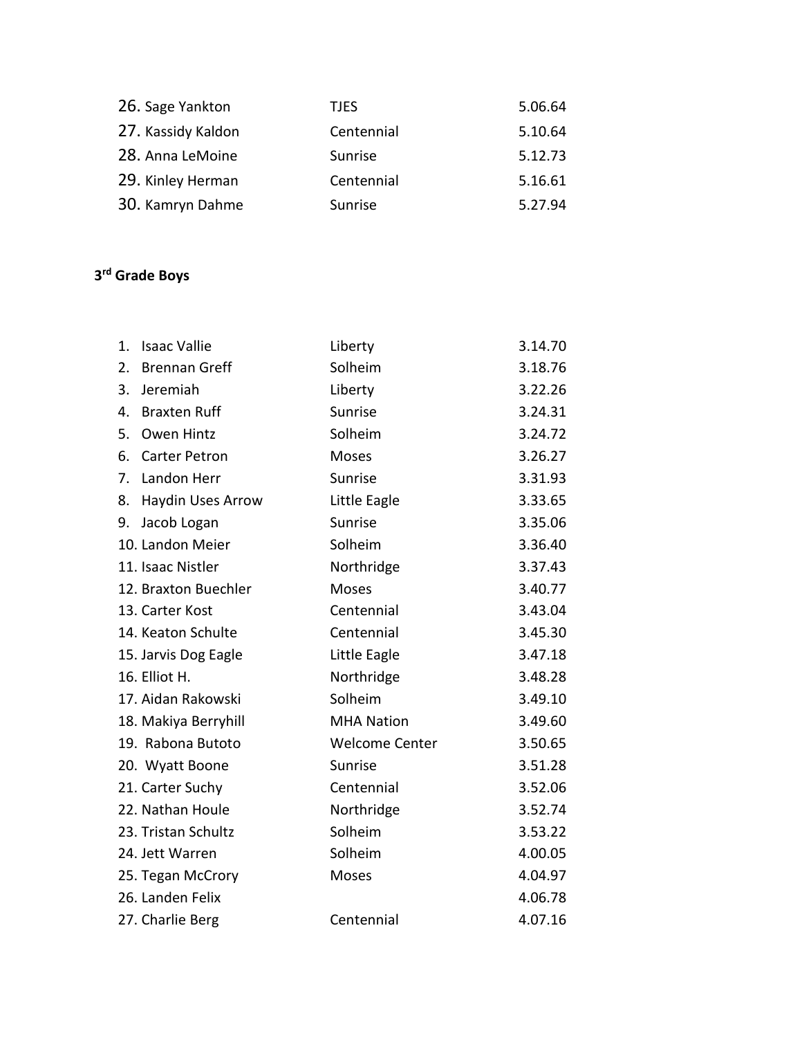| | | |
|---|---|---|
| 26. Sage Yankton | TJES | 5.06.64 |
| 27. Kassidy Kaldon | Centennial | 5.10.64 |
| 28. Anna LeMoine | Sunrise | 5.12.73 |
| 29. Kinley Herman | Centennial | 5.16.61 |
| 30. Kamryn Dahme | Sunrise | 5.27.94 |

**3rd Grade Boys**

| | | |
|---|---|---|
| 1. Isaac Vallie | Liberty | 3.14.70 |
| 2. Brennan Greff | Solheim | 3.18.76 |
| 3. Jeremiah | Liberty | 3.22.26 |
| 4. Braxten Ruff | Sunrise | 3.24.31 |
| 5. Owen Hintz | Solheim | 3.24.72 |
| 6. Carter Petron | Moses | 3.26.27 |
| 7. Landon Herr | Sunrise | 3.31.93 |
| 8. Haydin Uses Arrow | Little Eagle | 3.33.65 |
| 9. Jacob Logan | Sunrise | 3.35.06 |
| 10. Landon Meier | Solheim | 3.36.40 |
| 11. Isaac Nistler | Northridge | 3.37.43 |
| 12. Braxton Buechler | Moses | 3.40.77 |
| 13. Carter Kost | Centennial | 3.43.04 |
| 14. Keaton Schulte | Centennial | 3.45.30 |
| 15. Jarvis Dog Eagle | Little Eagle | 3.47.18 |
| 16. Elliot H. | Northridge | 3.48.28 |
| 17. Aidan Rakowski | Solheim | 3.49.10 |
| 18. Makiya Berryhill | MHA Nation | 3.49.60 |
| 19. Rabona Butoto | Welcome Center | 3.50.65 |
| 20. Wyatt Boone | Sunrise | 3.51.28 |
| 21. Carter Suchy | Centennial | 3.52.06 |
| 22. Nathan Houle | Northridge | 3.52.74 |
| 23. Tristan Schultz | Solheim | 3.53.22 |
| 24. Jett Warren | Solheim | 4.00.05 |
| 25. Tegan McCrory | Moses | 4.04.97 |
| 26. Landen Felix | | 4.06.78 |
| 27. Charlie Berg | Centennial | 4.07.16 |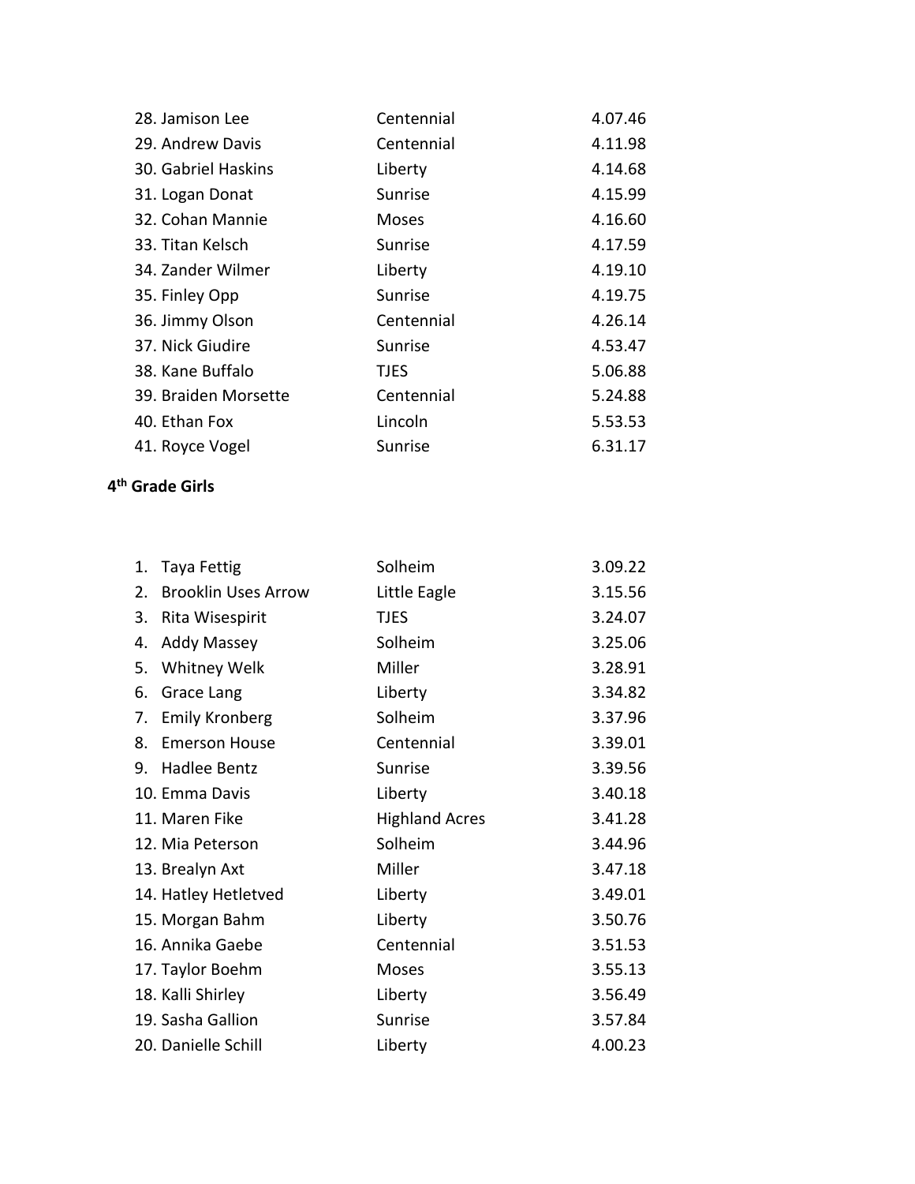| | | |
|---|---|---|
| 28. Jamison Lee | Centennial | 4.07.46 |
| 29. Andrew Davis | Centennial | 4.11.98 |
| 30. Gabriel Haskins | Liberty | 4.14.68 |
| 31. Logan Donat | Sunrise | 4.15.99 |
| 32. Cohan Mannie | Moses | 4.16.60 |
| 33. Titan Kelsch | Sunrise | 4.17.59 |
| 34. Zander Wilmer | Liberty | 4.19.10 |
| 35. Finley Opp | Sunrise | 4.19.75 |
| 36. Jimmy Olson | Centennial | 4.26.14 |
| 37. Nick Giudire | Sunrise | 4.53.47 |
| 38. Kane Buffalo | TJES | 5.06.88 |
| 39. Braiden Morsette | Centennial | 5.24.88 |
| 40. Ethan Fox | Lincoln | 5.53.53 |
| 41. Royce Vogel | Sunrise | 6.31.17 |

**4th Grade Girls**

| | | |
|---|---|---|
| 1. Taya Fettig | Solheim | 3.09.22 |
| 2. Brooklin Uses Arrow | Little Eagle | 3.15.56 |
| 3. Rita Wisespirit | TJES | 3.24.07 |
| 4. Addy Massey | Solheim | 3.25.06 |
| 5. Whitney Welk | Miller | 3.28.91 |
| 6. Grace Lang | Liberty | 3.34.82 |
| 7. Emily Kronberg | Solheim | 3.37.96 |
| 8. Emerson House | Centennial | 3.39.01 |
| 9. Hadlee Bentz | Sunrise | 3.39.56 |
| 10. Emma Davis | Liberty | 3.40.18 |
| 11. Maren Fike | Highland Acres | 3.41.28 |
| 12. Mia Peterson | Solheim | 3.44.96 |
| 13. Brealyn Axt | Miller | 3.47.18 |
| 14. Hatley Hetletved | Liberty | 3.49.01 |
| 15. Morgan Bahm | Liberty | 3.50.76 |
| 16. Annika Gaebe | Centennial | 3.51.53 |
| 17. Taylor Boehm | Moses | 3.55.13 |
| 18. Kalli Shirley | Liberty | 3.56.49 |
| 19. Sasha Gallion | Sunrise | 3.57.84 |
| 20. Danielle Schill | Liberty | 4.00.23 |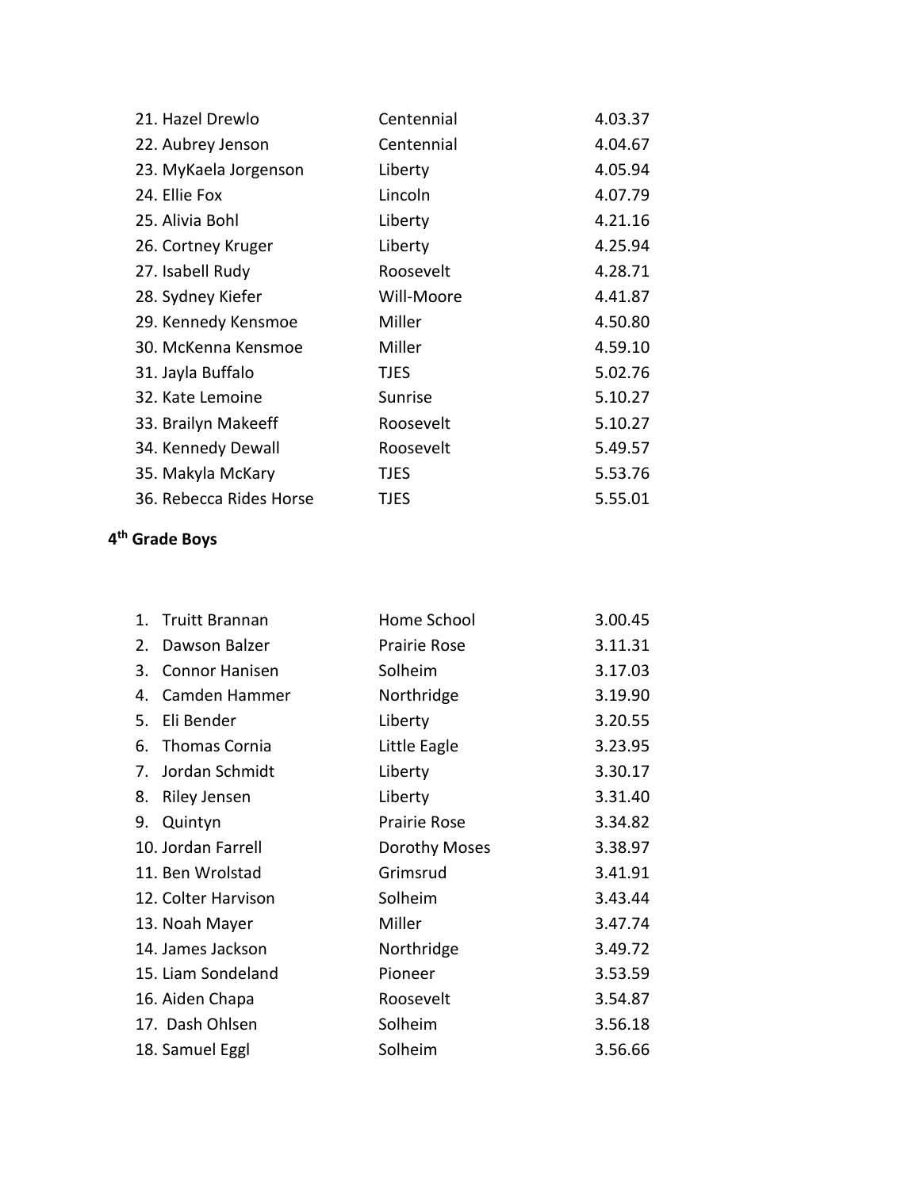| | | |
|---|---|---|
| 21. Hazel Drewlo | Centennial | 4.03.37 |
| 22. Aubrey Jenson | Centennial | 4.04.67 |
| 23. MyKaela Jorgenson | Liberty | 4.05.94 |
| 24. Ellie Fox | Lincoln | 4.07.79 |
| 25. Alivia Bohl | Liberty | 4.21.16 |
| 26. Cortney Kruger | Liberty | 4.25.94 |
| 27. Isabell Rudy | Roosevelt | 4.28.71 |
| 28. Sydney Kiefer | Will-Moore | 4.41.87 |
| 29. Kennedy Kensmoe | Miller | 4.50.80 |
| 30. McKenna Kensmoe | Miller | 4.59.10 |
| 31. Jayla Buffalo | TJES | 5.02.76 |
| 32. Kate Lemoine | Sunrise | 5.10.27 |
| 33. Brailyn Makeeff | Roosevelt | 5.10.27 |
| 34. Kennedy Dewall | Roosevelt | 5.49.57 |
| 35. Makyla McKary | TJES | 5.53.76 |
| 36. Rebecca Rides Horse | TJES | 5.55.01 |

**4th Grade Boys**

| | | |
|---|---|---|
| 1. Truitt Brannan | Home School | 3.00.45 |
| 2. Dawson Balzer | Prairie Rose | 3.11.31 |
| 3. Connor Hanisen | Solheim | 3.17.03 |
| 4. Camden Hammer | Northridge | 3.19.90 |
| 5. Eli Bender | Liberty | 3.20.55 |
| 6. Thomas Cornia | Little Eagle | 3.23.95 |
| 7. Jordan Schmidt | Liberty | 3.30.17 |
| 8. Riley Jensen | Liberty | 3.31.40 |
| 9. Quintyn | Prairie Rose | 3.34.82 |
| 10. Jordan Farrell | Dorothy Moses | 3.38.97 |
| 11. Ben Wrolstad | Grimsrud | 3.41.91 |
| 12. Colter Harvison | Solheim | 3.43.44 |
| 13. Noah Mayer | Miller | 3.47.74 |
| 14. James Jackson | Northridge | 3.49.72 |
| 15. Liam Sondeland | Pioneer | 3.53.59 |
| 16. Aiden Chapa | Roosevelt | 3.54.87 |
| 17. Dash Ohlsen | Solheim | 3.56.18 |
| 18. Samuel Eggl | Solheim | 3.56.66 |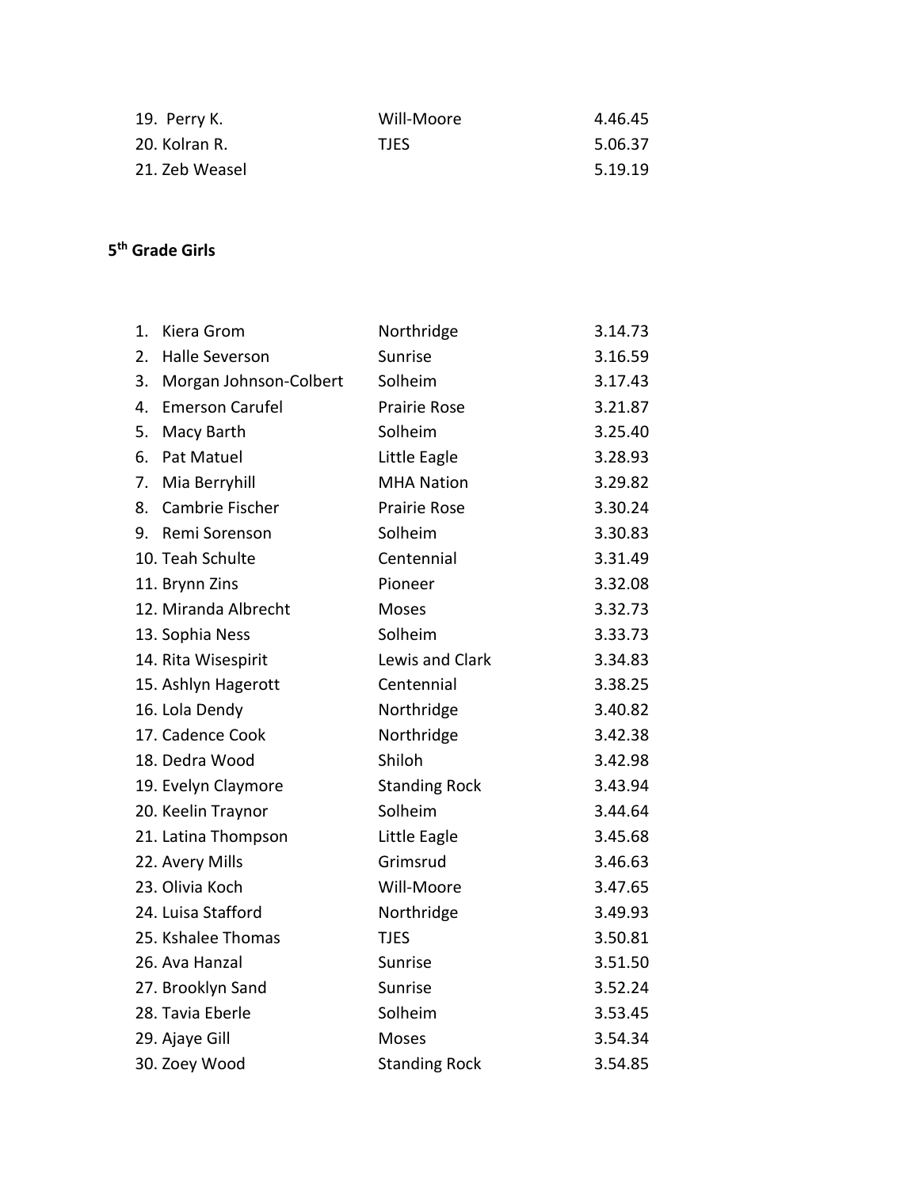| | | |
|---|---|---|
| 19. Perry K. | Will-Moore | 4.46.45 |
| 20. Kolran R. | TJES | 5.06.37 |
| 21. Zeb Weasel | | 5.19.19 |

**5th Grade Girls**

| | | |
|---|---|---|
| 1. Kiera Grom | Northridge | 3.14.73 |
| 2. Halle Severson | Sunrise | 3.16.59 |
| 3. Morgan Johnson-Colbert | Solheim | 3.17.43 |
| 4. Emerson Carufel | Prairie Rose | 3.21.87 |
| 5. Macy Barth | Solheim | 3.25.40 |
| 6. Pat Matuel | Little Eagle | 3.28.93 |
| 7. Mia Berryhill | MHA Nation | 3.29.82 |
| 8. Cambrie Fischer | Prairie Rose | 3.30.24 |
| 9. Remi Sorenson | Solheim | 3.30.83 |
| 10. Teah Schulte | Centennial | 3.31.49 |
| 11. Brynn Zins | Pioneer | 3.32.08 |
| 12. Miranda Albrecht | Moses | 3.32.73 |
| 13. Sophia Ness | Solheim | 3.33.73 |
| 14. Rita Wisespirit | Lewis and Clark | 3.34.83 |
| 15. Ashlyn Hagerott | Centennial | 3.38.25 |
| 16. Lola Dendy | Northridge | 3.40.82 |
| 17. Cadence Cook | Northridge | 3.42.38 |
| 18. Dedra Wood | Shiloh | 3.42.98 |
| 19. Evelyn Claymore | Standing Rock | 3.43.94 |
| 20. Keelin Traynor | Solheim | 3.44.64 |
| 21. Latina Thompson | Little Eagle | 3.45.68 |
| 22. Avery Mills | Grimsrud | 3.46.63 |
| 23. Olivia Koch | Will-Moore | 3.47.65 |
| 24. Luisa Stafford | Northridge | 3.49.93 |
| 25. Kshalee Thomas | TJES | 3.50.81 |
| 26. Ava Hanzal | Sunrise | 3.51.50 |
| 27. Brooklyn Sand | Sunrise | 3.52.24 |
| 28. Tavia Eberle | Solheim | 3.53.45 |
| 29. Ajaye Gill | Moses | 3.54.34 |
| 30. Zoey Wood | Standing Rock | 3.54.85 |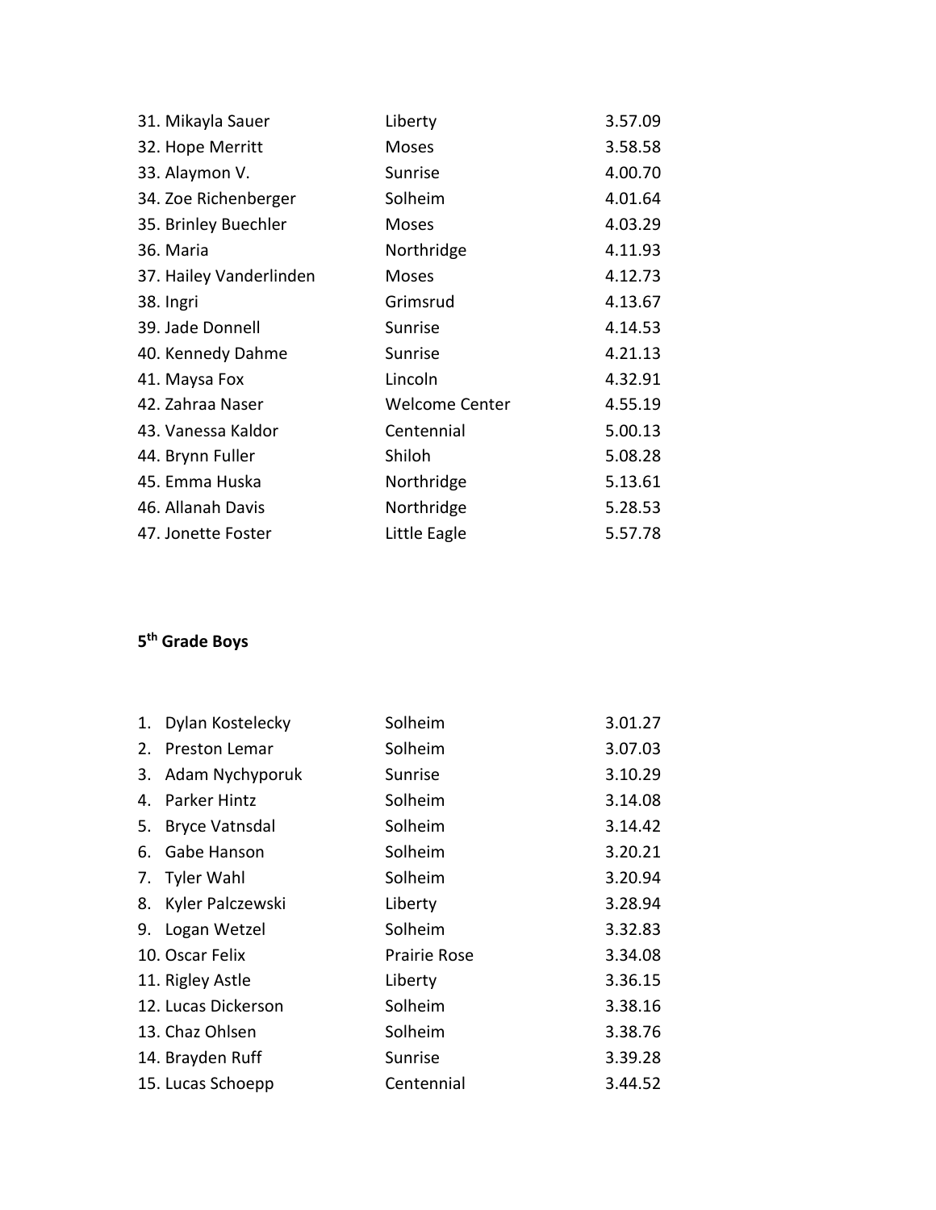| | | |
|---|---|---|
| 31. Mikayla Sauer | Liberty | 3.57.09 |
| 32. Hope Merritt | Moses | 3.58.58 |
| 33. Alaymon V. | Sunrise | 4.00.70 |
| 34. Zoe Richenberger | Solheim | 4.01.64 |
| 35. Brinley Buechler | Moses | 4.03.29 |
| 36. Maria | Northridge | 4.11.93 |
| 37. Hailey Vanderlinden | Moses | 4.12.73 |
| 38. Ingri | Grimsrud | 4.13.67 |
| 39. Jade Donnell | Sunrise | 4.14.53 |
| 40. Kennedy Dahme | Sunrise | 4.21.13 |
| 41. Maysa Fox | Lincoln | 4.32.91 |
| 42. Zahraa Naser | Welcome Center | 4.55.19 |
| 43. Vanessa Kaldor | Centennial | 5.00.13 |
| 44. Brynn Fuller | Shiloh | 5.08.28 |
| 45. Emma Huska | Northridge | 5.13.61 |
| 46. Allanah Davis | Northridge | 5.28.53 |
| 47. Jonette Foster | Little Eagle | 5.57.78 |

**5th Grade Boys**

| | | |
|---|---|---|
| 1. Dylan Kostelecky | Solheim | 3.01.27 |
| 2. Preston Lemar | Solheim | 3.07.03 |
| 3. Adam Nychyporuk | Sunrise | 3.10.29 |
| 4. Parker Hintz | Solheim | 3.14.08 |
| 5. Bryce Vatnsdal | Solheim | 3.14.42 |
| 6. Gabe Hanson | Solheim | 3.20.21 |
| 7. Tyler Wahl | Solheim | 3.20.94 |
| 8. Kyler Palczewski | Liberty | 3.28.94 |
| 9. Logan Wetzel | Solheim | 3.32.83 |
| 10. Oscar Felix | Prairie Rose | 3.34.08 |
| 11. Rigley Astle | Liberty | 3.36.15 |
| 12. Lucas Dickerson | Solheim | 3.38.16 |
| 13. Chaz Ohlsen | Solheim | 3.38.76 |
| 14. Brayden Ruff | Sunrise | 3.39.28 |
| 15. Lucas Schoepp | Centennial | 3.44.52 |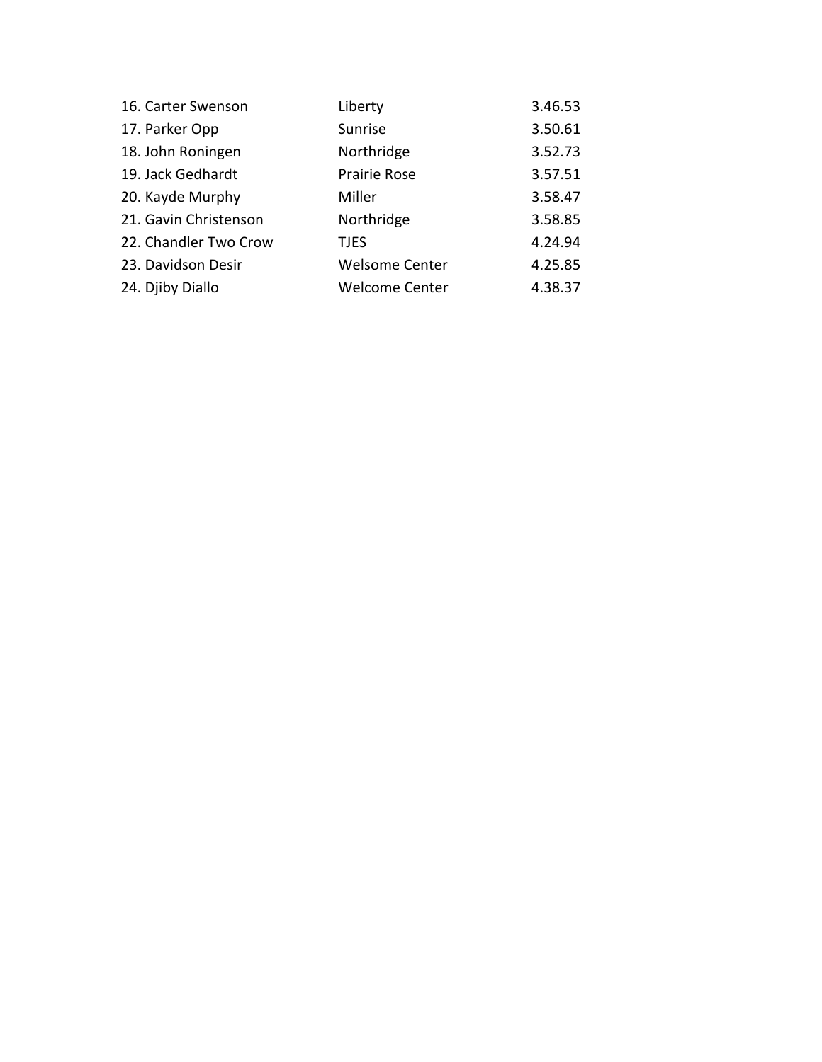| | | |
|---|---|---|
| 16. Carter Swenson | Liberty | 3.46.53 |
| 17. Parker Opp | Sunrise | 3.50.61 |
| 18. John Roningen | Northridge | 3.52.73 |
| 19. Jack Gedhardt | Prairie Rose | 3.57.51 |
| 20. Kayde Murphy | Miller | 3.58.47 |
| 21. Gavin Christenson | Northridge | 3.58.85 |
| 22. Chandler Two Crow | TJES | 4.24.94 |
| 23. Davidson Desir | Welsome Center | 4.25.85 |
| 24. Djiby Diallo | Welcome Center | 4.38.37 |